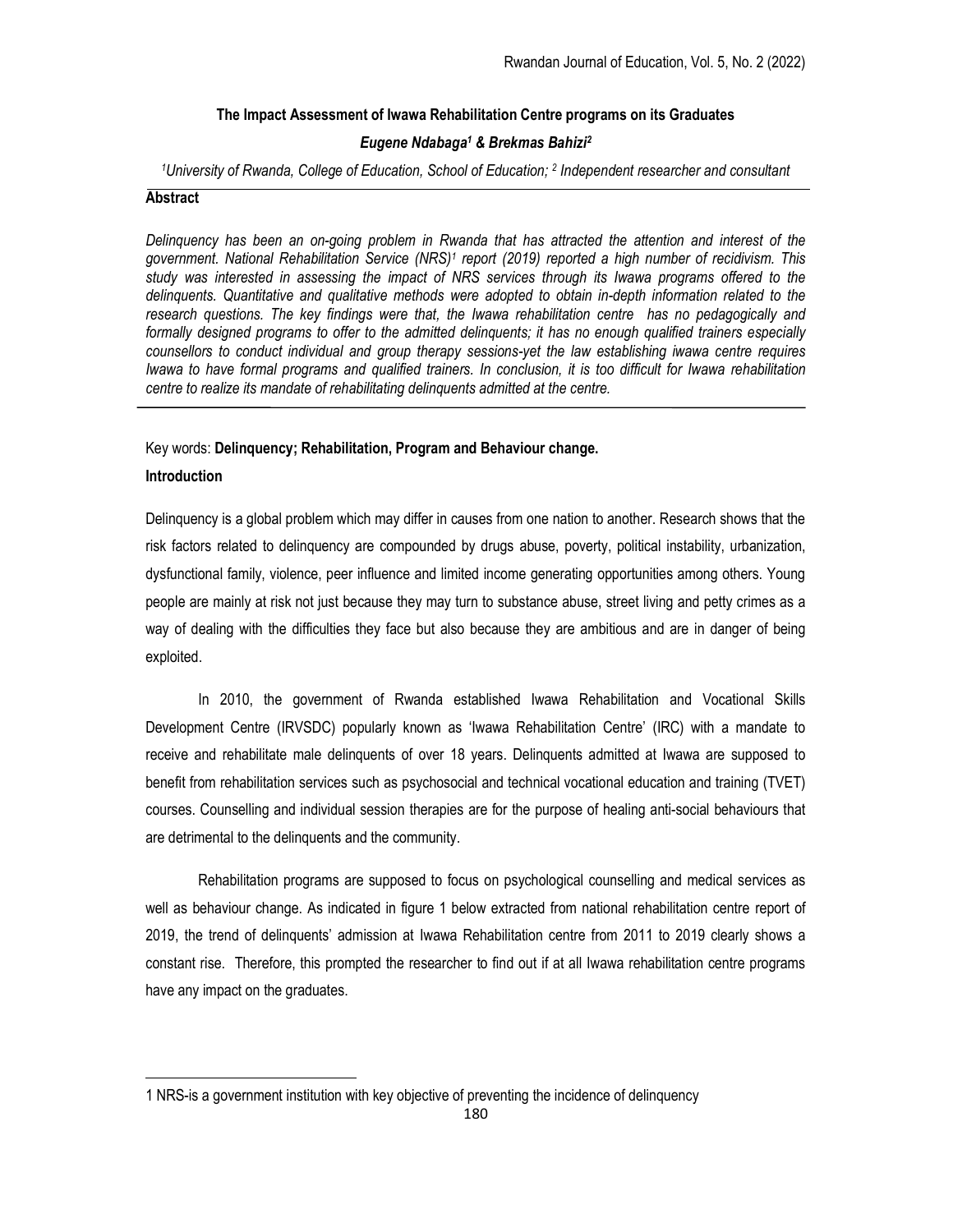# The Impact Assessment of Iwawa Rehabilitation Centre programs on its Graduates

***Eugene Ndabaga[1] & Brekmas Bahizi[2]***

*[1]University of Rwanda, College of Education, School of Education; [2] Independent researcher and consultant*

## Abstract

*Delinquency has been an on-going problem in Rwanda that has attracted the attention and interest of the government. National Rehabilitation Service (NRS)[1] report (2019) reported a high number of recidivism. This study was interested in assessing the impact of NRS services through its Iwawa programs offered to the delinquents. Quantitative and qualitative methods were adopted to obtain in-depth information related to the research questions. The key findings were that, the Iwawa rehabilitation centre has no pedagogically and formally designed programs to offer to the admitted delinquents; it has no enough qualified trainers especially counsellors to conduct individual and group therapy sessions-yet the law establishing iwawa centre requires Iwawa to have formal programs and qualified trainers. In conclusion, it is too difficult for Iwawa rehabilitation centre to realize its mandate of rehabilitating delinquents admitted at the centre.*

Key words: **Delinquency; Rehabilitation, Program and Behaviour change.**

## Introduction

Delinquency is a global problem which may differ in causes from one nation to another. Research shows that the risk factors related to delinquency are compounded by drugs abuse, poverty, political instability, urbanization, dysfunctional family, violence, peer influence and limited income generating opportunities among others. Young people are mainly at risk not just because they may turn to substance abuse, street living and petty crimes as a way of dealing with the difficulties they face but also because they are ambitious and are in danger of being exploited.

In 2010, the government of Rwanda established Iwawa Rehabilitation and Vocational Skills Development Centre (IRVSDC) popularly known as 'Iwawa Rehabilitation Centre' (IRC) with a mandate to receive and rehabilitate male delinquents of over 18 years. Delinquents admitted at Iwawa are supposed to benefit from rehabilitation services such as psychosocial and technical vocational education and training (TVET) courses. Counselling and individual session therapies are for the purpose of healing anti-social behaviours that are detrimental to the delinquents and the community.

Rehabilitation programs are supposed to focus on psychological counselling and medical services as well as behaviour change. As indicated in figure 1 below extracted from national rehabilitation centre report of 2019, the trend of delinquents' admission at Iwawa Rehabilitation centre from 2011 to 2019 clearly shows a constant rise. Therefore, this prompted the researcher to find out if at all Iwawa rehabilitation centre programs have any impact on the graduates.

---

1 NRS-is a government institution with key objective of preventing the incidence of delinquency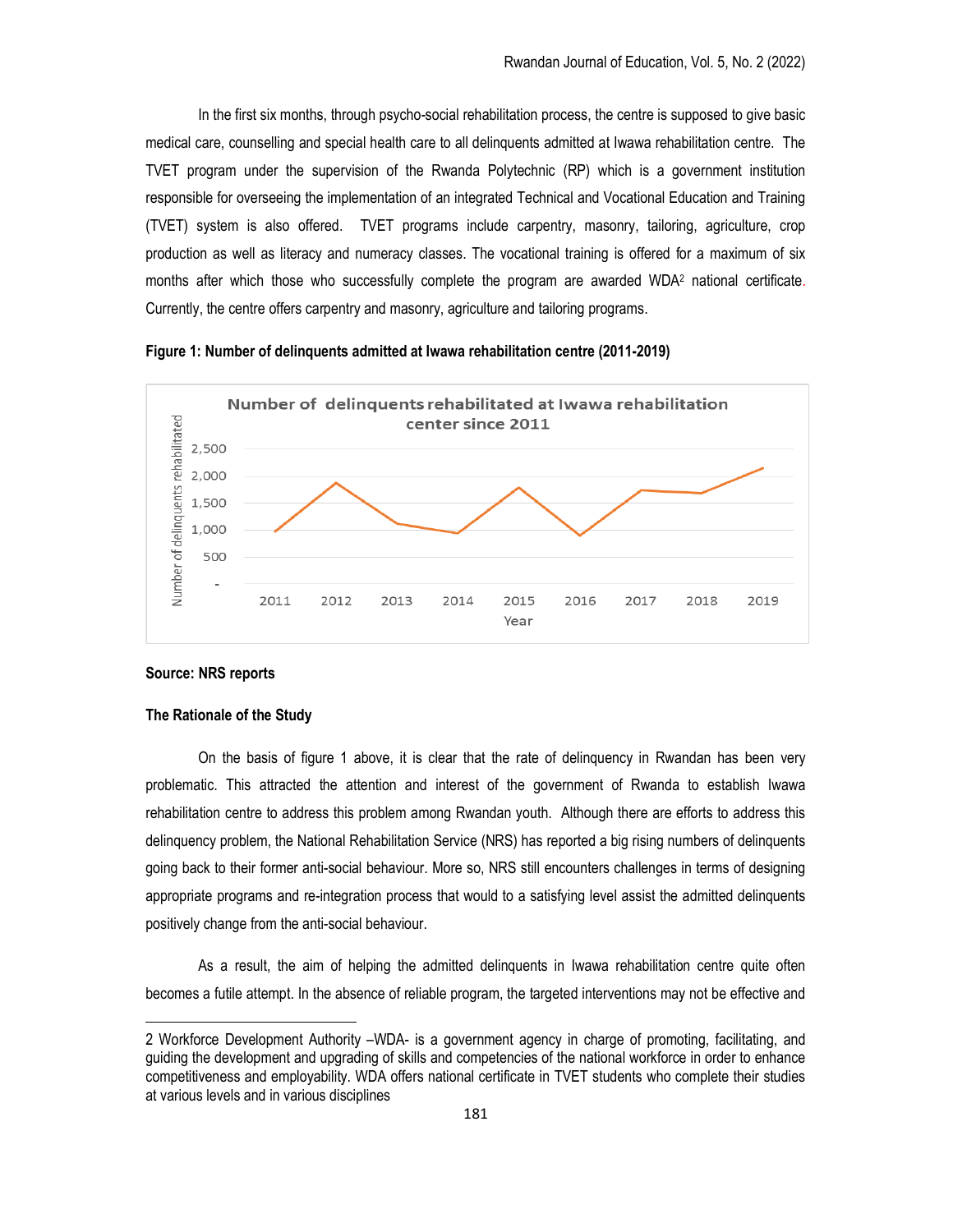In the first six months, through psycho-social rehabilitation process, the centre is supposed to give basic medical care, counselling and special health care to all delinquents admitted at Iwawa rehabilitation centre. The TVET program under the supervision of the Rwanda Polytechnic (RP) which is a government institution responsible for overseeing the implementation of an integrated Technical and Vocational Education and Training (TVET) system is also offered. TVET programs include carpentry, masonry, tailoring, agriculture, crop production as well as literacy and numeracy classes. The vocational training is offered for a maximum of six months after which those who successfully complete the program are awarded WDA[2] national certificate. Currently, the centre offers carpentry and masonry, agriculture and tailoring programs.

**Figure 1: Number of delinquents admitted at Iwawa rehabilitation centre (2011-2019)**

**Source: NRS reports**

**The Rationale of the Study**

On the basis of figure 1 above, it is clear that the rate of delinquency in Rwandan has been very problematic. This attracted the attention and interest of the government of Rwanda to establish Iwawa rehabilitation centre to address this problem among Rwandan youth. Although there are efforts to address this delinquency problem, the National Rehabilitation Service (NRS) has reported a big rising numbers of delinquents going back to their former anti-social behaviour. More so, NRS still encounters challenges in terms of designing appropriate programs and re-integration process that would to a satisfying level assist the admitted delinquents positively change from the anti-social behaviour.

As a result, the aim of helping the admitted delinquents in Iwawa rehabilitation centre quite often becomes a futile attempt. In the absence of reliable program, the targeted interventions may not be effective and

---

2 Workforce Development Authority –WDA- is a government agency in charge of promoting, facilitating, and guiding the development and upgrading of skills and competencies of the national workforce in order to enhance competitiveness and employability. WDA offers national certificate in TVET students who complete their studies at various levels and in various disciplines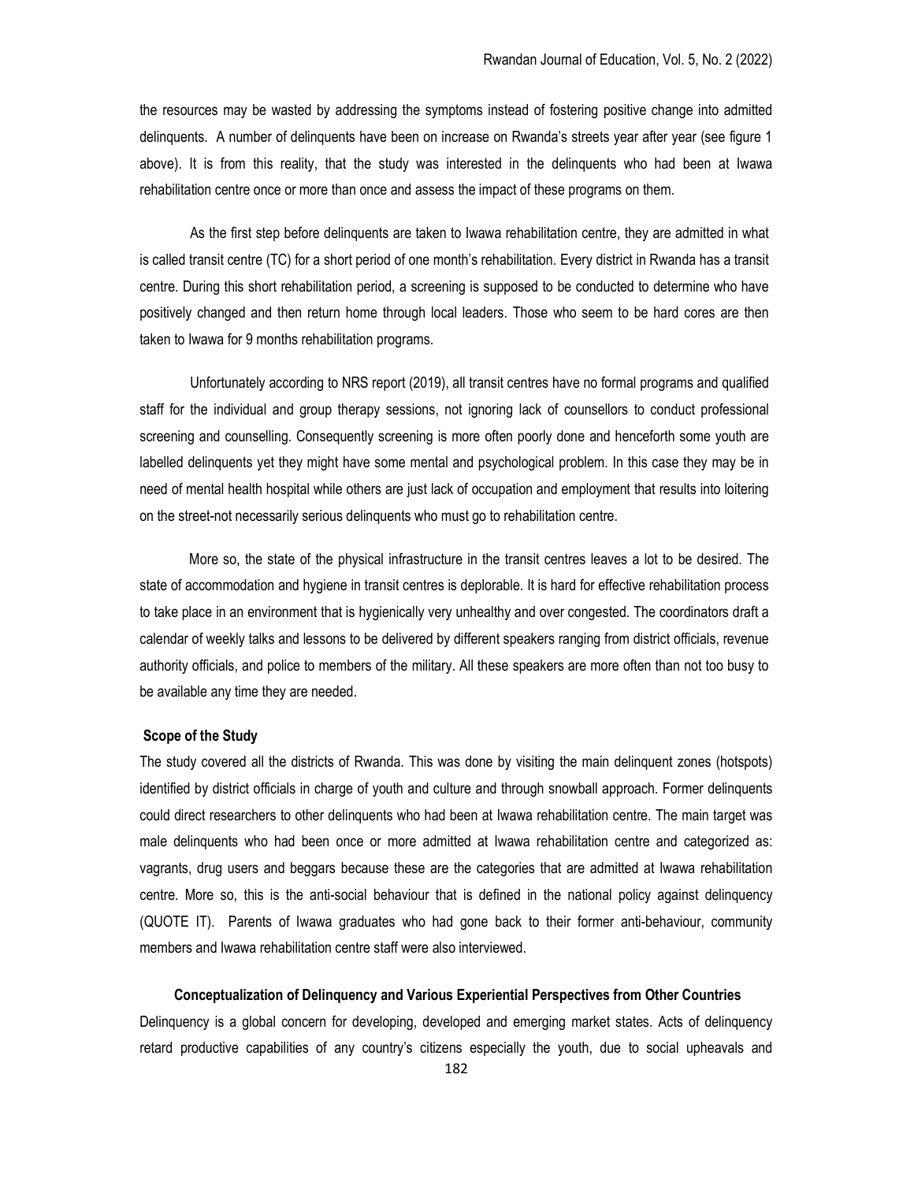the resources may be wasted by addressing the symptoms instead of fostering positive change into admitted delinquents. A number of delinquents have been on increase on Rwanda's streets year after year (see figure 1 above). It is from this reality, that the study was interested in the delinquents who had been at Iwawa rehabilitation centre once or more than once and assess the impact of these programs on them.

As the first step before delinquents are taken to Iwawa rehabilitation centre, they are admitted in what is called transit centre (TC) for a short period of one month's rehabilitation. Every district in Rwanda has a transit centre. During this short rehabilitation period, a screening is supposed to be conducted to determine who have positively changed and then return home through local leaders. Those who seem to be hard cores are then taken to Iwawa for 9 months rehabilitation programs.

Unfortunately according to NRS report (2019), all transit centres have no formal programs and qualified staff for the individual and group therapy sessions, not ignoring lack of counsellors to conduct professional screening and counselling. Consequently screening is more often poorly done and henceforth some youth are labelled delinquents yet they might have some mental and psychological problem. In this case they may be in need of mental health hospital while others are just lack of occupation and employment that results into loitering on the street-not necessarily serious delinquents who must go to rehabilitation centre.

More so, the state of the physical infrastructure in the transit centres leaves a lot to be desired. The state of accommodation and hygiene in transit centres is deplorable. It is hard for effective rehabilitation process to take place in an environment that is hygienically very unhealthy and over congested. The coordinators draft a calendar of weekly talks and lessons to be delivered by different speakers ranging from district officials, revenue authority officials, and police to members of the military. All these speakers are more often than not too busy to be available any time they are needed.

**Scope of the Study**

The study covered all the districts of Rwanda. This was done by visiting the main delinquent zones (hotspots) identified by district officials in charge of youth and culture and through snowball approach. Former delinquents could direct researchers to other delinquents who had been at Iwawa rehabilitation centre. The main target was male delinquents who had been once or more admitted at Iwawa rehabilitation centre and categorized as: vagrants, drug users and beggars because these are the categories that are admitted at Iwawa rehabilitation centre. More so, this is the anti-social behaviour that is defined in the national policy against delinquency (QUOTE IT). Parents of Iwawa graduates who had gone back to their former anti-behaviour, community members and Iwawa rehabilitation centre staff were also interviewed.

**Conceptualization of Delinquency and Various Experiential Perspectives from Other Countries**

Delinquency is a global concern for developing, developed and emerging market states. Acts of delinquency retard productive capabilities of any country's citizens especially the youth, due to social upheavals and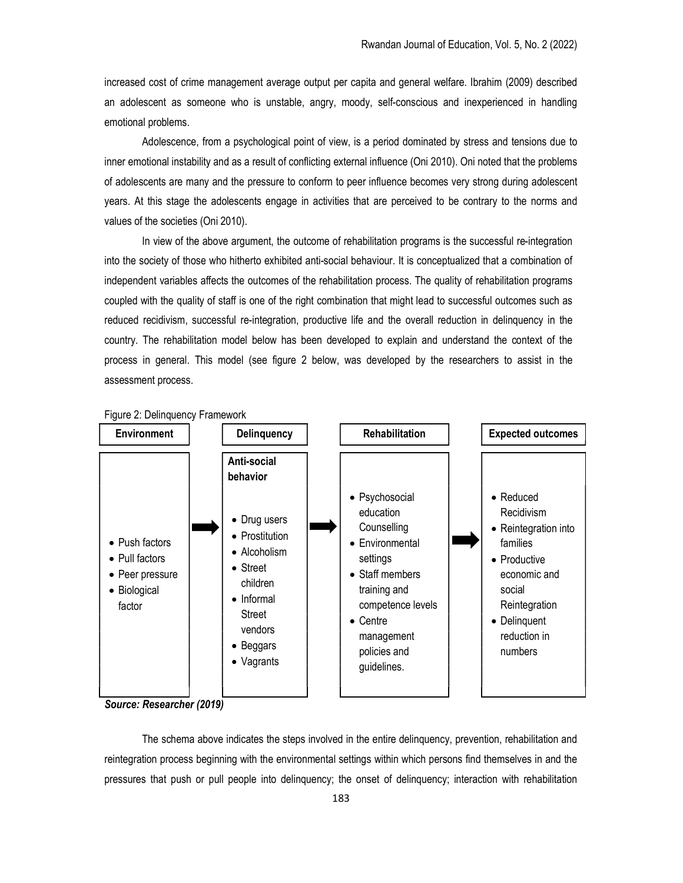increased cost of crime management average output per capita and general welfare. Ibrahim (2009) described an adolescent as someone who is unstable, angry, moody, self-conscious and inexperienced in handling emotional problems.

Adolescence, from a psychological point of view, is a period dominated by stress and tensions due to inner emotional instability and as a result of conflicting external influence (Oni 2010). Oni noted that the problems of adolescents are many and the pressure to conform to peer influence becomes very strong during adolescent years. At this stage the adolescents engage in activities that are perceived to be contrary to the norms and values of the societies (Oni 2010).

In view of the above argument, the outcome of rehabilitation programs is the successful re-integration into the society of those who hitherto exhibited anti-social behaviour. It is conceptualized that a combination of independent variables affects the outcomes of the rehabilitation process. The quality of rehabilitation programs coupled with the quality of staff is one of the right combination that might lead to successful outcomes such as reduced recidivism, successful re-integration, productive life and the overall reduction in delinquency in the country. The rehabilitation model below has been developed to explain and understand the context of the process in general. This model (see figure 2 below, was developed by the researchers to assist in the assessment process.

Figure 2: Delinquency Framework

| Environment | | Delinquency | | Rehabilitation | | Expected outcomes |
|---|---|---|---|---|---|---|
| • Push factors<br>• Pull factors<br>• Peer pressure<br>• Biological factor | → | **Anti-social behavior**<br>• Drug users<br>• Prostitution<br>• Alcoholism<br>• Street children<br>• Informal Street vendors<br>• Beggars<br>• Vagrants | → | • Psychosocial education Counselling<br>• Environmental settings<br>• Staff members training and competence levels<br>• Centre management policies and guidelines. | → | • Reduced Recidivism<br>• Reintegration into families<br>• Productive economic and social Reintegration<br>• Delinquent reduction in numbers |

***Source: Researcher (2019)***

The schema above indicates the steps involved in the entire delinquency, prevention, rehabilitation and reintegration process beginning with the environmental settings within which persons find themselves in and the pressures that push or pull people into delinquency; the onset of delinquency; interaction with rehabilitation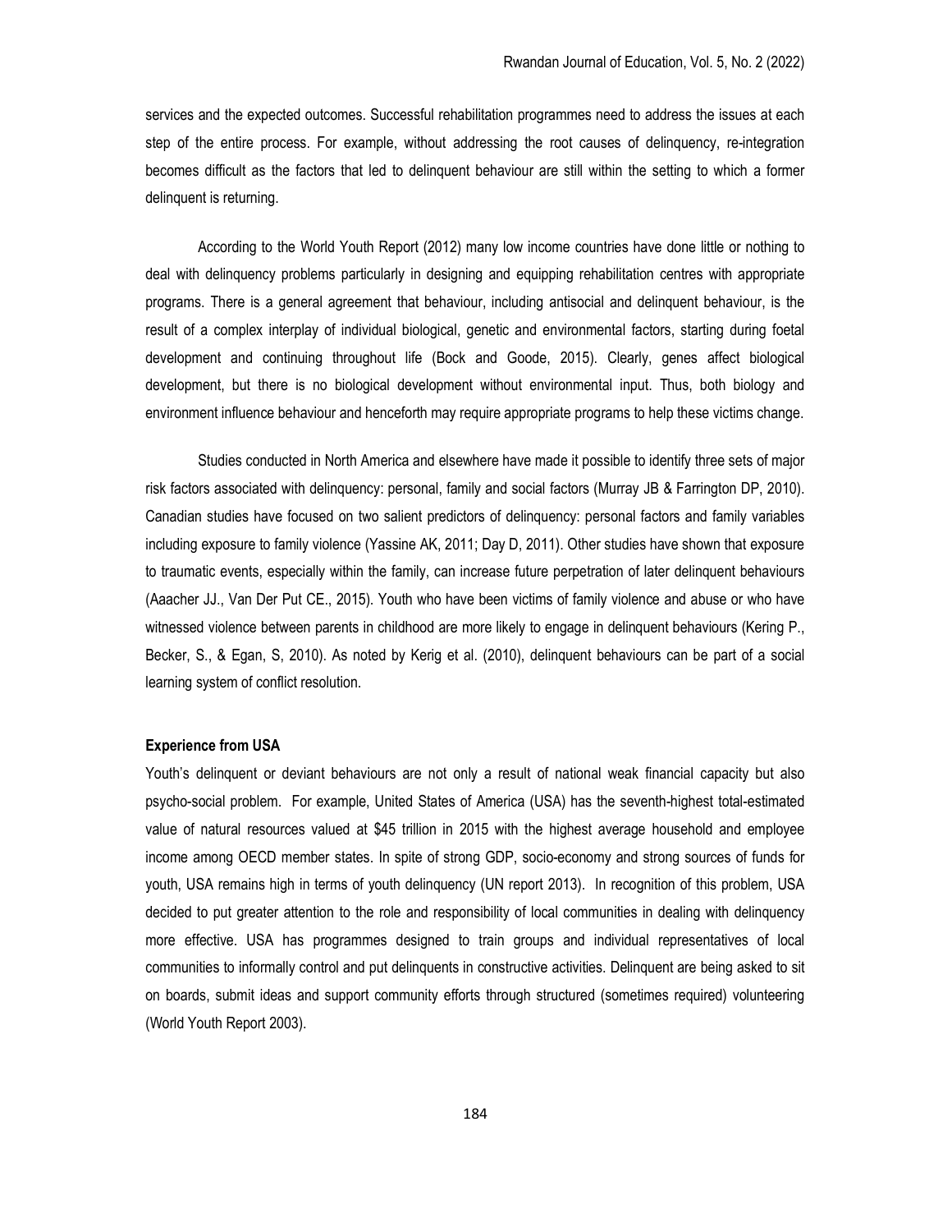services and the expected outcomes. Successful rehabilitation programmes need to address the issues at each step of the entire process. For example, without addressing the root causes of delinquency, re-integration becomes difficult as the factors that led to delinquent behaviour are still within the setting to which a former delinquent is returning.

According to the World Youth Report (2012) many low income countries have done little or nothing to deal with delinquency problems particularly in designing and equipping rehabilitation centres with appropriate programs. There is a general agreement that behaviour, including antisocial and delinquent behaviour, is the result of a complex interplay of individual biological, genetic and environmental factors, starting during foetal development and continuing throughout life (Bock and Goode, 2015). Clearly, genes affect biological development, but there is no biological development without environmental input. Thus, both biology and environment influence behaviour and henceforth may require appropriate programs to help these victims change.

Studies conducted in North America and elsewhere have made it possible to identify three sets of major risk factors associated with delinquency: personal, family and social factors (Murray JB & Farrington DP, 2010). Canadian studies have focused on two salient predictors of delinquency: personal factors and family variables including exposure to family violence (Yassine AK, 2011; Day D, 2011). Other studies have shown that exposure to traumatic events, especially within the family, can increase future perpetration of later delinquent behaviours (Aaacher JJ., Van Der Put CE., 2015). Youth who have been victims of family violence and abuse or who have witnessed violence between parents in childhood are more likely to engage in delinquent behaviours (Kering P., Becker, S., & Egan, S, 2010). As noted by Kerig et al. (2010), delinquent behaviours can be part of a social learning system of conflict resolution.

### Experience from USA

Youth's delinquent or deviant behaviours are not only a result of national weak financial capacity but also psycho-social problem. For example, United States of America (USA) has the seventh-highest total-estimated value of natural resources valued at $45 trillion in 2015 with the highest average household and employee income among OECD member states. In spite of strong GDP, socio-economy and strong sources of funds for youth, USA remains high in terms of youth delinquency (UN report 2013). In recognition of this problem, USA decided to put greater attention to the role and responsibility of local communities in dealing with delinquency more effective. USA has programmes designed to train groups and individual representatives of local communities to informally control and put delinquents in constructive activities. Delinquent are being asked to sit on boards, submit ideas and support community efforts through structured (sometimes required) volunteering (World Youth Report 2003).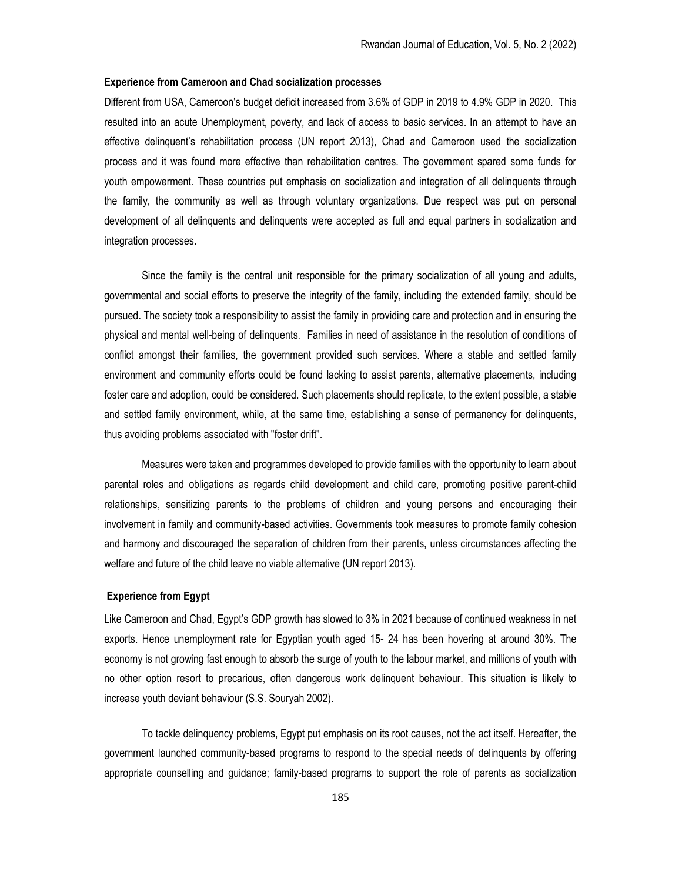### Experience from Cameroon and Chad socialization processes

Different from USA, Cameroon's budget deficit increased from 3.6% of GDP in 2019 to 4.9% GDP in 2020. This resulted into an acute Unemployment, poverty, and lack of access to basic services. In an attempt to have an effective delinquent's rehabilitation process (UN report 2013), Chad and Cameroon used the socialization process and it was found more effective than rehabilitation centres. The government spared some funds for youth empowerment. These countries put emphasis on socialization and integration of all delinquents through the family, the community as well as through voluntary organizations. Due respect was put on personal development of all delinquents and delinquents were accepted as full and equal partners in socialization and integration processes.

Since the family is the central unit responsible for the primary socialization of all young and adults, governmental and social efforts to preserve the integrity of the family, including the extended family, should be pursued. The society took a responsibility to assist the family in providing care and protection and in ensuring the physical and mental well-being of delinquents. Families in need of assistance in the resolution of conditions of conflict amongst their families, the government provided such services. Where a stable and settled family environment and community efforts could be found lacking to assist parents, alternative placements, including foster care and adoption, could be considered. Such placements should replicate, to the extent possible, a stable and settled family environment, while, at the same time, establishing a sense of permanency for delinquents, thus avoiding problems associated with "foster drift".

Measures were taken and programmes developed to provide families with the opportunity to learn about parental roles and obligations as regards child development and child care, promoting positive parent-child relationships, sensitizing parents to the problems of children and young persons and encouraging their involvement in family and community-based activities. Governments took measures to promote family cohesion and harmony and discouraged the separation of children from their parents, unless circumstances affecting the welfare and future of the child leave no viable alternative (UN report 2013).

### Experience from Egypt

Like Cameroon and Chad, Egypt's GDP growth has slowed to 3% in 2021 because of continued weakness in net exports. Hence unemployment rate for Egyptian youth aged 15- 24 has been hovering at around 30%. The economy is not growing fast enough to absorb the surge of youth to the labour market, and millions of youth with no other option resort to precarious, often dangerous work delinquent behaviour. This situation is likely to increase youth deviant behaviour (S.S. Souryah 2002).

To tackle delinquency problems, Egypt put emphasis on its root causes, not the act itself. Hereafter, the government launched community-based programs to respond to the special needs of delinquents by offering appropriate counselling and guidance; family-based programs to support the role of parents as socialization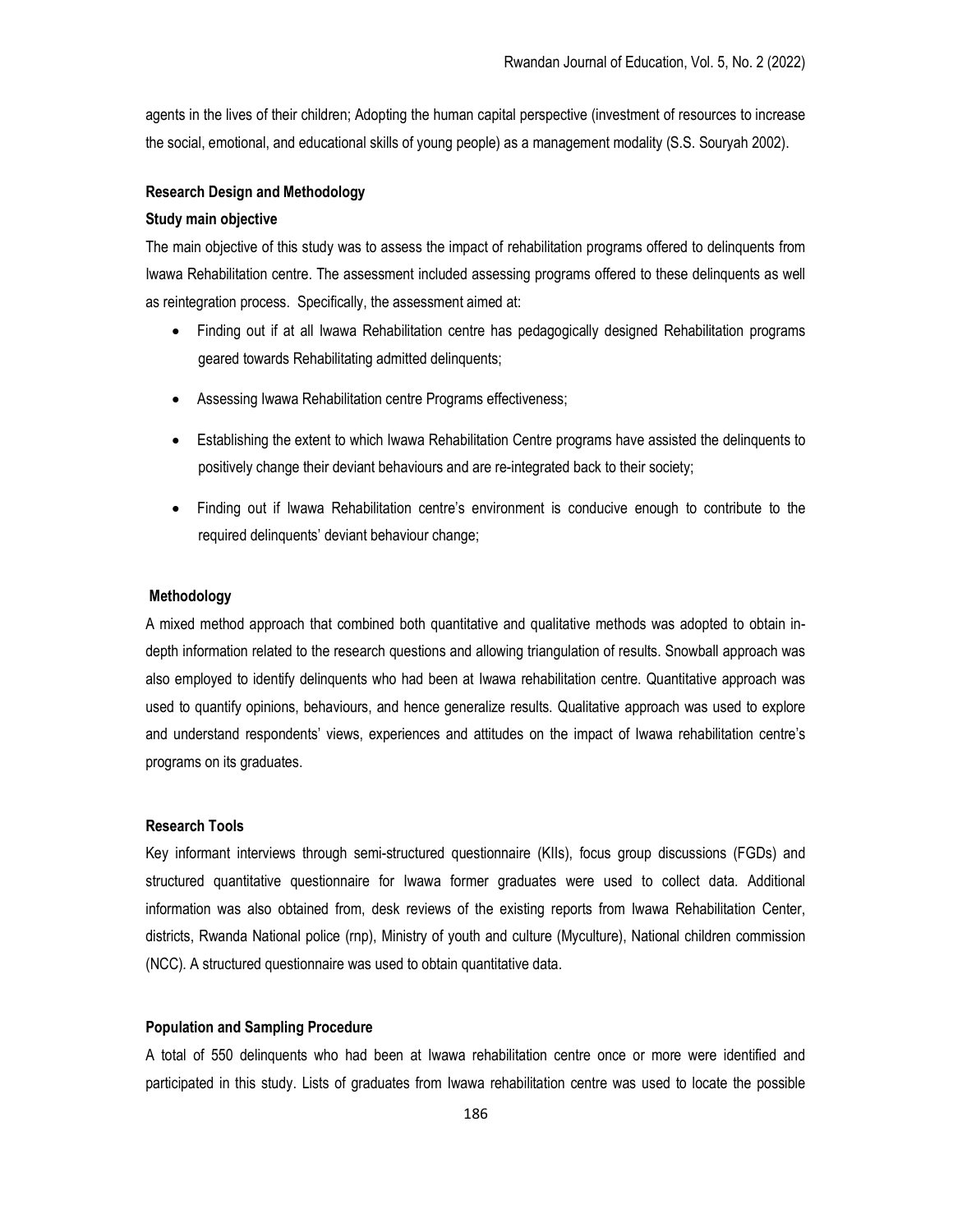agents in the lives of their children; Adopting the human capital perspective (investment of resources to increase the social, emotional, and educational skills of young people) as a management modality (S.S. Souryah 2002).

## Research Design and Methodology

### Study main objective

The main objective of this study was to assess the impact of rehabilitation programs offered to delinquents from Iwawa Rehabilitation centre. The assessment included assessing programs offered to these delinquents as well as reintegration process. Specifically, the assessment aimed at:

- Finding out if at all Iwawa Rehabilitation centre has pedagogically designed Rehabilitation programs geared towards Rehabilitating admitted delinquents;
- Assessing Iwawa Rehabilitation centre Programs effectiveness;
- Establishing the extent to which Iwawa Rehabilitation Centre programs have assisted the delinquents to positively change their deviant behaviours and are re-integrated back to their society;
- Finding out if Iwawa Rehabilitation centre's environment is conducive enough to contribute to the required delinquents' deviant behaviour change;

### Methodology

A mixed method approach that combined both quantitative and qualitative methods was adopted to obtain in-depth information related to the research questions and allowing triangulation of results. Snowball approach was also employed to identify delinquents who had been at Iwawa rehabilitation centre. Quantitative approach was used to quantify opinions, behaviours, and hence generalize results. Qualitative approach was used to explore and understand respondents' views, experiences and attitudes on the impact of Iwawa rehabilitation centre's programs on its graduates.

### Research Tools

Key informant interviews through semi-structured questionnaire (KIIs), focus group discussions (FGDs) and structured quantitative questionnaire for Iwawa former graduates were used to collect data. Additional information was also obtained from, desk reviews of the existing reports from Iwawa Rehabilitation Center, districts, Rwanda National police (rnp), Ministry of youth and culture (Myculture), National children commission (NCC). A structured questionnaire was used to obtain quantitative data.

### Population and Sampling Procedure

A total of 550 delinquents who had been at Iwawa rehabilitation centre once or more were identified and participated in this study. Lists of graduates from Iwawa rehabilitation centre was used to locate the possible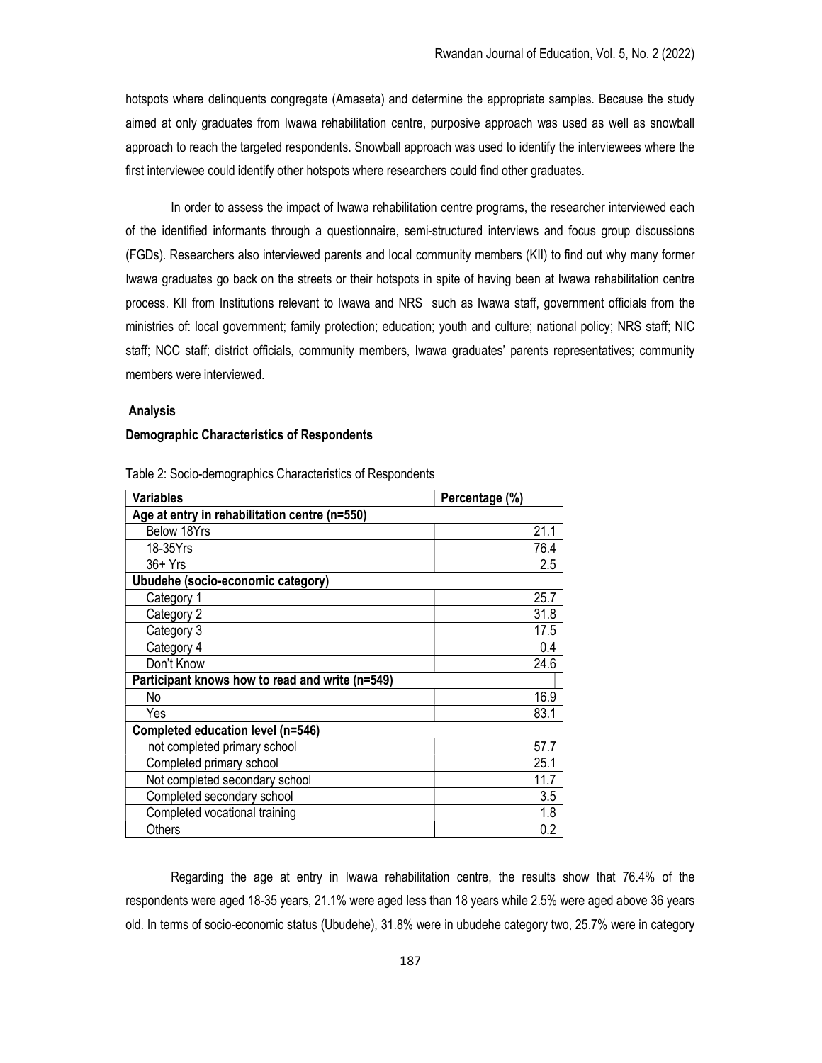hotspots where delinquents congregate (Amaseta) and determine the appropriate samples. Because the study aimed at only graduates from Iwawa rehabilitation centre, purposive approach was used as well as snowball approach to reach the targeted respondents. Snowball approach was used to identify the interviewees where the first interviewee could identify other hotspots where researchers could find other graduates.

In order to assess the impact of Iwawa rehabilitation centre programs, the researcher interviewed each of the identified informants through a questionnaire, semi-structured interviews and focus group discussions (FGDs). Researchers also interviewed parents and local community members (KII) to find out why many former Iwawa graduates go back on the streets or their hotspots in spite of having been at Iwawa rehabilitation centre process. KII from Institutions relevant to Iwawa and NRS such as Iwawa staff, government officials from the ministries of: local government; family protection; education; youth and culture; national policy; NRS staff; NIC staff; NCC staff; district officials, community members, Iwawa graduates' parents representatives; community members were interviewed.

### Analysis

### Demographic Characteristics of Respondents

Table 2: Socio-demographics Characteristics of Respondents

| Variables | Percentage (%) |
|---|---|
| **Age at entry in rehabilitation centre (n=550)** | |
| Below 18Yrs | 21.1 |
| 18-35Yrs | 76.4 |
| 36+ Yrs | 2.5 |
| **Ubudehe (socio-economic category)** | |
| Category 1 | 25.7 |
| Category 2 | 31.8 |
| Category 3 | 17.5 |
| Category 4 | 0.4 |
| Don't Know | 24.6 |
| **Participant knows how to read and write (n=549)** | |
| No | 16.9 |
| Yes | 83.1 |
| **Completed education level (n=546)** | |
| not completed primary school | 57.7 |
| Completed primary school | 25.1 |
| Not completed secondary school | 11.7 |
| Completed secondary school | 3.5 |
| Completed vocational training | 1.8 |
| Others | 0.2 |

Regarding the age at entry in Iwawa rehabilitation centre, the results show that 76.4% of the respondents were aged 18-35 years, 21.1% were aged less than 18 years while 2.5% were aged above 36 years old. In terms of socio-economic status (Ubudehe), 31.8% were in ubudehe category two, 25.7% were in category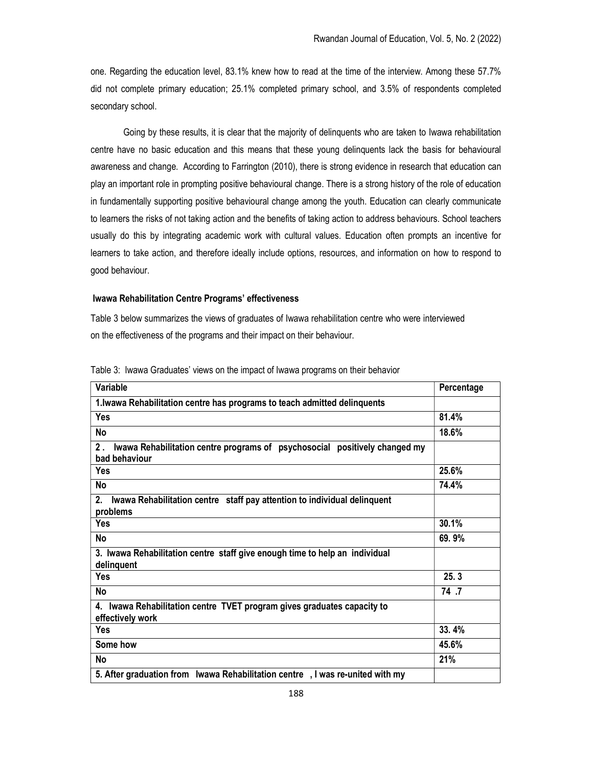one. Regarding the education level, 83.1% knew how to read at the time of the interview. Among these 57.7% did not complete primary education; 25.1% completed primary school, and 3.5% of respondents completed secondary school.

Going by these results, it is clear that the majority of delinquents who are taken to Iwawa rehabilitation centre have no basic education and this means that these young delinquents lack the basis for behavioural awareness and change. According to Farrington (2010), there is strong evidence in research that education can play an important role in prompting positive behavioural change. There is a strong history of the role of education in fundamentally supporting positive behavioural change among the youth. Education can clearly communicate to learners the risks of not taking action and the benefits of taking action to address behaviours. School teachers usually do this by integrating academic work with cultural values. Education often prompts an incentive for learners to take action, and therefore ideally include options, resources, and information on how to respond to good behaviour.

### Iwawa Rehabilitation Centre Programs' effectiveness

Table 3 below summarizes the views of graduates of Iwawa rehabilitation centre who were interviewed on the effectiveness of the programs and their impact on their behaviour.

Table 3: Iwawa Graduates' views on the impact of Iwawa programs on their behavior

| Variable | Percentage |
|---|---|
| **1.Iwawa Rehabilitation centre has programs to teach admitted delinquents** | |
| **Yes** | **81.4%** |
| **No** | **18.6%** |
| **2. Iwawa Rehabilitation centre programs of psychosocial positively changed my bad behaviour** | |
| **Yes** | **25.6%** |
| **No** | **74.4%** |
| **2. Iwawa Rehabilitation centre staff pay attention to individual delinquent problems** | |
| **Yes** | **30.1%** |
| **No** | **69. 9%** |
| **3. Iwawa Rehabilitation centre staff give enough time to help an individual delinquent** | |
| **Yes** | **25. 3** |
| **No** | **74 .7** |
| **4. Iwawa Rehabilitation centre TVET program gives graduates capacity to effectively work** | |
| **Yes** | **33. 4%** |
| **Some how** | **45.6%** |
| **No** | **21%** |
| **5. After graduation from Iwawa Rehabilitation centre , I was re-united with my** | |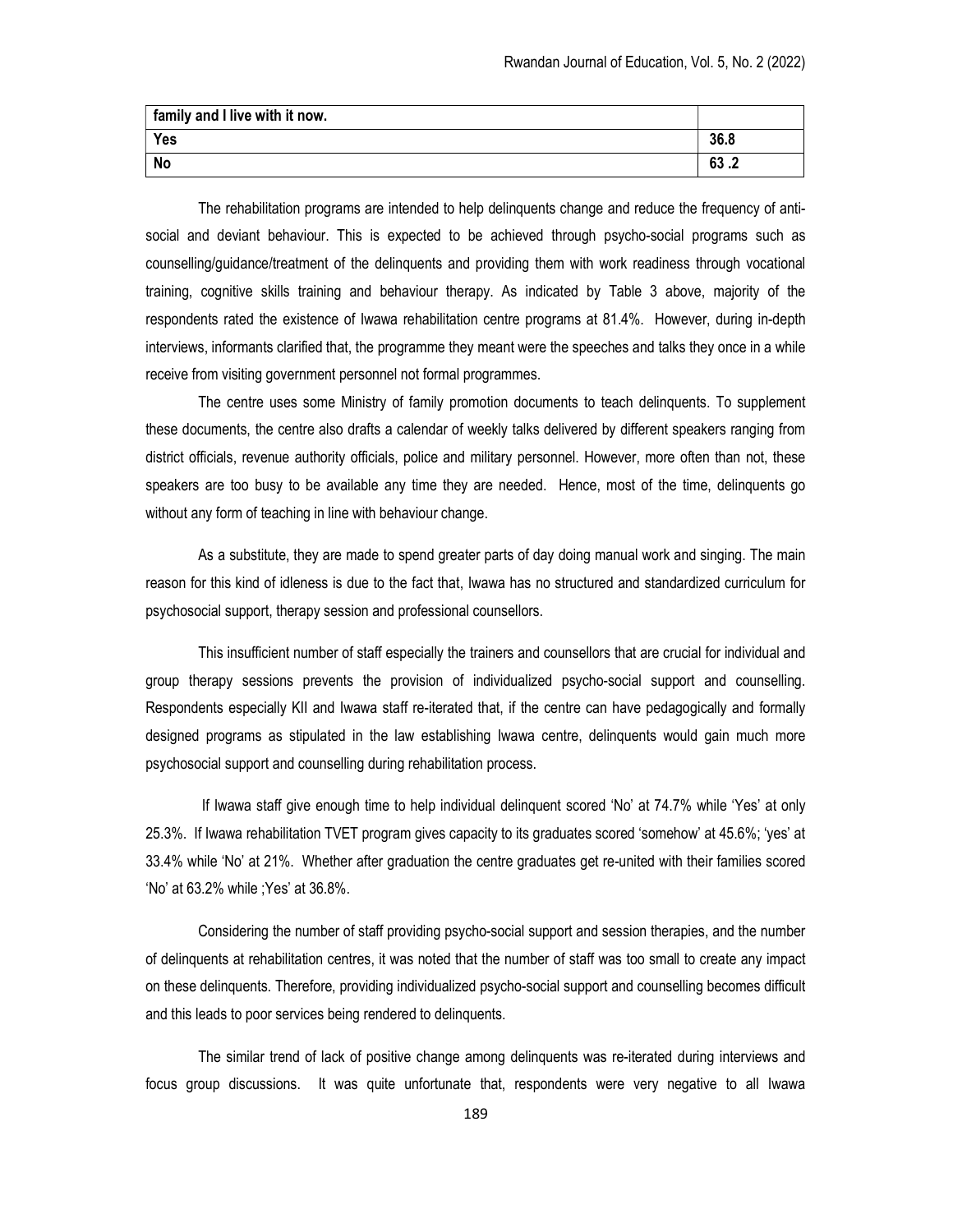| family and I live with it now. | |
| --- | --- |
| Yes | 36.8 |
| No | 63 .2 |

The rehabilitation programs are intended to help delinquents change and reduce the frequency of anti-social and deviant behaviour. This is expected to be achieved through psycho-social programs such as counselling/guidance/treatment of the delinquents and providing them with work readiness through vocational training, cognitive skills training and behaviour therapy. As indicated by Table 3 above, majority of the respondents rated the existence of Iwawa rehabilitation centre programs at 81.4%. However, during in-depth interviews, informants clarified that, the programme they meant were the speeches and talks they once in a while receive from visiting government personnel not formal programmes.

The centre uses some Ministry of family promotion documents to teach delinquents. To supplement these documents, the centre also drafts a calendar of weekly talks delivered by different speakers ranging from district officials, revenue authority officials, police and military personnel. However, more often than not, these speakers are too busy to be available any time they are needed. Hence, most of the time, delinquents go without any form of teaching in line with behaviour change.

As a substitute, they are made to spend greater parts of day doing manual work and singing. The main reason for this kind of idleness is due to the fact that, Iwawa has no structured and standardized curriculum for psychosocial support, therapy session and professional counsellors.

This insufficient number of staff especially the trainers and counsellors that are crucial for individual and group therapy sessions prevents the provision of individualized psycho-social support and counselling. Respondents especially KII and Iwawa staff re-iterated that, if the centre can have pedagogically and formally designed programs as stipulated in the law establishing Iwawa centre, delinquents would gain much more psychosocial support and counselling during rehabilitation process.

If Iwawa staff give enough time to help individual delinquent scored 'No' at 74.7% while 'Yes' at only 25.3%. If Iwawa rehabilitation TVET program gives capacity to its graduates scored 'somehow' at 45.6%; 'yes' at 33.4% while 'No' at 21%. Whether after graduation the centre graduates get re-united with their families scored 'No' at 63.2% while ;Yes' at 36.8%.

Considering the number of staff providing psycho-social support and session therapies, and the number of delinquents at rehabilitation centres, it was noted that the number of staff was too small to create any impact on these delinquents. Therefore, providing individualized psycho-social support and counselling becomes difficult and this leads to poor services being rendered to delinquents.

The similar trend of lack of positive change among delinquents was re-iterated during interviews and focus group discussions. It was quite unfortunate that, respondents were very negative to all Iwawa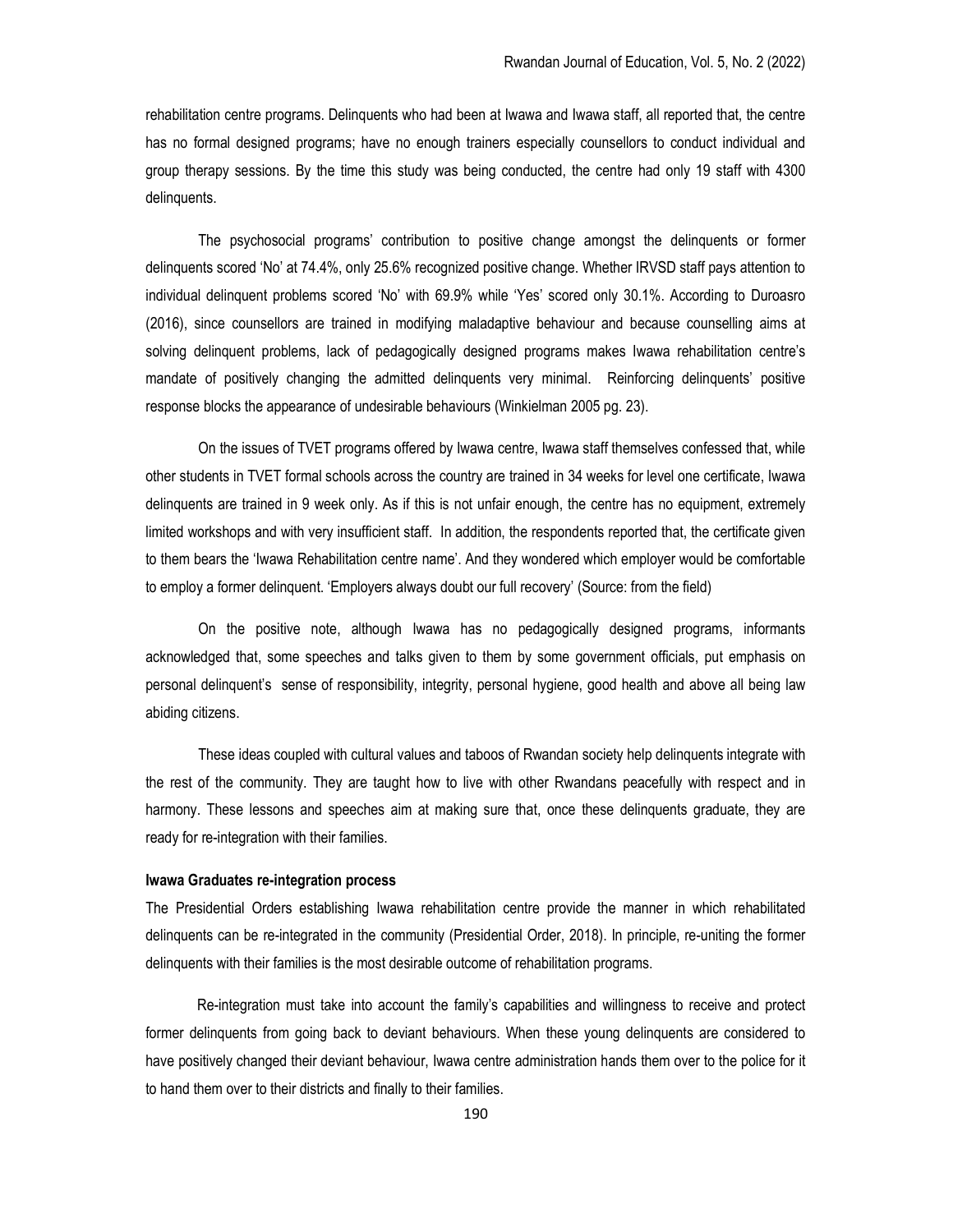rehabilitation centre programs. Delinquents who had been at Iwawa and Iwawa staff, all reported that, the centre has no formal designed programs; have no enough trainers especially counsellors to conduct individual and group therapy sessions. By the time this study was being conducted, the centre had only 19 staff with 4300 delinquents.

The psychosocial programs' contribution to positive change amongst the delinquents or former delinquents scored 'No' at 74.4%, only 25.6% recognized positive change. Whether IRVSD staff pays attention to individual delinquent problems scored 'No' with 69.9% while 'Yes' scored only 30.1%. According to Duroasro (2016), since counsellors are trained in modifying maladaptive behaviour and because counselling aims at solving delinquent problems, lack of pedagogically designed programs makes Iwawa rehabilitation centre's mandate of positively changing the admitted delinquents very minimal. Reinforcing delinquents' positive response blocks the appearance of undesirable behaviours (Winkielman 2005 pg. 23).

On the issues of TVET programs offered by Iwawa centre, Iwawa staff themselves confessed that, while other students in TVET formal schools across the country are trained in 34 weeks for level one certificate, Iwawa delinquents are trained in 9 week only. As if this is not unfair enough, the centre has no equipment, extremely limited workshops and with very insufficient staff. In addition, the respondents reported that, the certificate given to them bears the 'Iwawa Rehabilitation centre name'. And they wondered which employer would be comfortable to employ a former delinquent. 'Employers always doubt our full recovery' (Source: from the field)

On the positive note, although Iwawa has no pedagogically designed programs, informants acknowledged that, some speeches and talks given to them by some government officials, put emphasis on personal delinquent's sense of responsibility, integrity, personal hygiene, good health and above all being law abiding citizens.

These ideas coupled with cultural values and taboos of Rwandan society help delinquents integrate with the rest of the community. They are taught how to live with other Rwandans peacefully with respect and in harmony. These lessons and speeches aim at making sure that, once these delinquents graduate, they are ready for re-integration with their families.

#### Iwawa Graduates re-integration process

The Presidential Orders establishing Iwawa rehabilitation centre provide the manner in which rehabilitated delinquents can be re-integrated in the community (Presidential Order, 2018). In principle, re-uniting the former delinquents with their families is the most desirable outcome of rehabilitation programs.

Re-integration must take into account the family's capabilities and willingness to receive and protect former delinquents from going back to deviant behaviours. When these young delinquents are considered to have positively changed their deviant behaviour, Iwawa centre administration hands them over to the police for it to hand them over to their districts and finally to their families.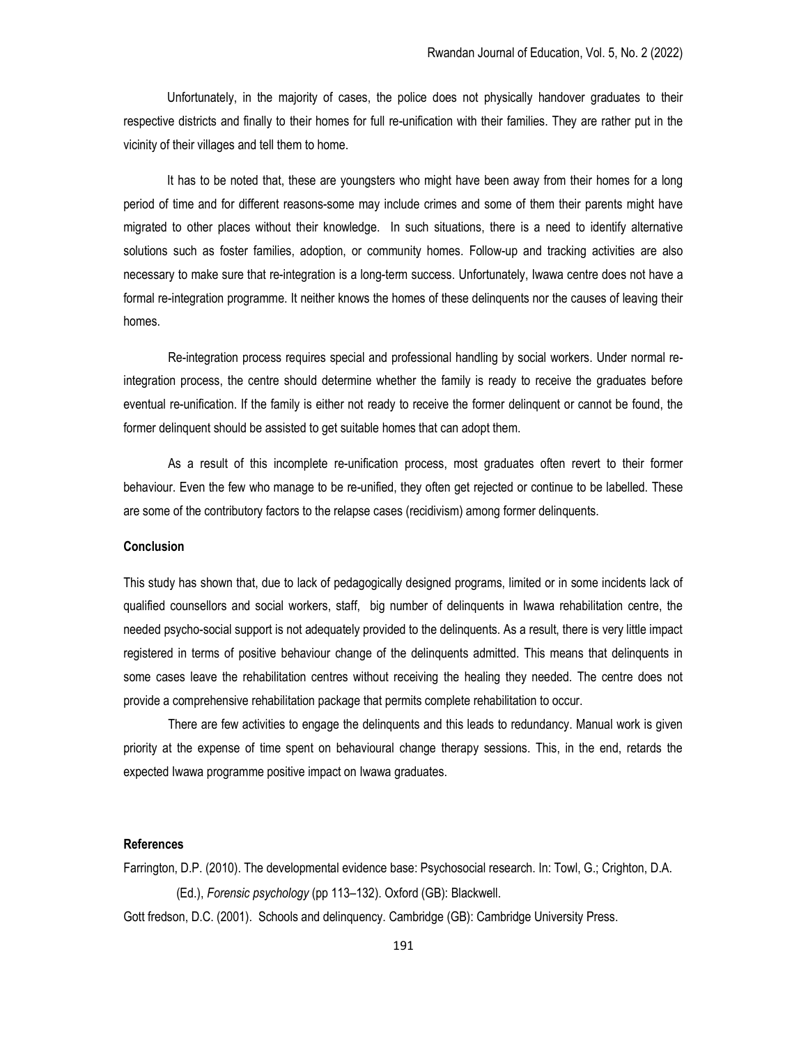Unfortunately, in the majority of cases, the police does not physically handover graduates to their respective districts and finally to their homes for full re-unification with their families. They are rather put in the vicinity of their villages and tell them to home.

It has to be noted that, these are youngsters who might have been away from their homes for a long period of time and for different reasons-some may include crimes and some of them their parents might have migrated to other places without their knowledge. In such situations, there is a need to identify alternative solutions such as foster families, adoption, or community homes. Follow-up and tracking activities are also necessary to make sure that re-integration is a long-term success. Unfortunately, Iwawa centre does not have a formal re-integration programme. It neither knows the homes of these delinquents nor the causes of leaving their homes.

Re-integration process requires special and professional handling by social workers. Under normal re-integration process, the centre should determine whether the family is ready to receive the graduates before eventual re-unification. If the family is either not ready to receive the former delinquent or cannot be found, the former delinquent should be assisted to get suitable homes that can adopt them.

As a result of this incomplete re-unification process, most graduates often revert to their former behaviour. Even the few who manage to be re-unified, they often get rejected or continue to be labelled. These are some of the contributory factors to the relapse cases (recidivism) among former delinquents.

**Conclusion**

This study has shown that, due to lack of pedagogically designed programs, limited or in some incidents lack of qualified counsellors and social workers, staff, big number of delinquents in Iwawa rehabilitation centre, the needed psycho-social support is not adequately provided to the delinquents. As a result, there is very little impact registered in terms of positive behaviour change of the delinquents admitted. This means that delinquents in some cases leave the rehabilitation centres without receiving the healing they needed. The centre does not provide a comprehensive rehabilitation package that permits complete rehabilitation to occur.

There are few activities to engage the delinquents and this leads to redundancy. Manual work is given priority at the expense of time spent on behavioural change therapy sessions. This, in the end, retards the expected Iwawa programme positive impact on Iwawa graduates.

**References**

Farrington, D.P. (2010). The developmental evidence base: Psychosocial research. In: Towl, G.; Crighton, D.A. (Ed.), *Forensic psychology* (pp 113–132). Oxford (GB): Blackwell.

Gott fredson, D.C. (2001). Schools and delinquency. Cambridge (GB): Cambridge University Press.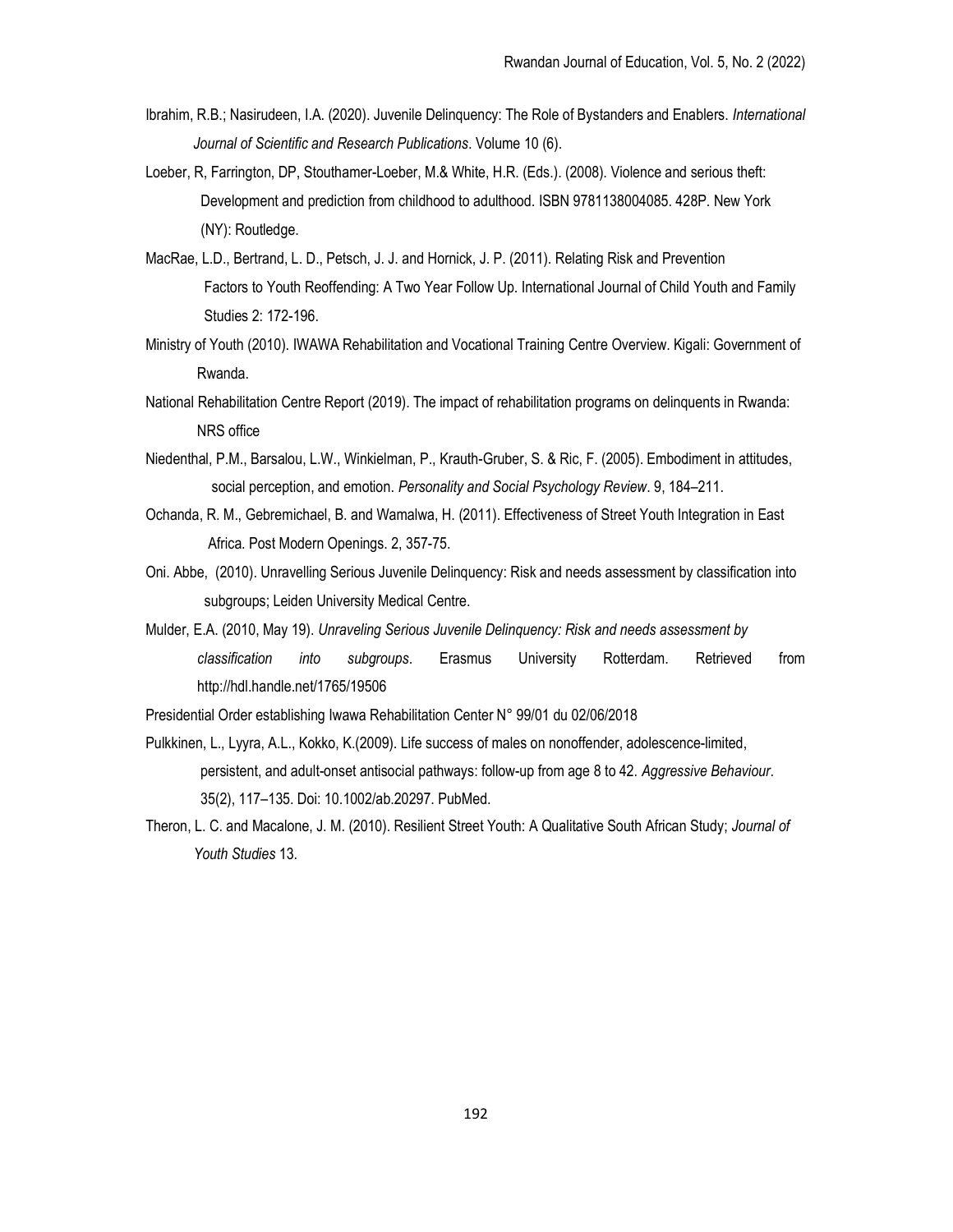Ibrahim, R.B.; Nasirudeen, I.A. (2020). Juvenile Delinquency: The Role of Bystanders and Enablers. *International Journal of Scientific and Research Publications*. Volume 10 (6).

Loeber, R, Farrington, DP, Stouthamer-Loeber, M.& White, H.R. (Eds.). (2008). Violence and serious theft: Development and prediction from childhood to adulthood. ISBN 9781138004085. 428P. New York (NY): Routledge.

MacRae, L.D., Bertrand, L. D., Petsch, J. J. and Hornick, J. P. (2011). Relating Risk and Prevention Factors to Youth Reoffending: A Two Year Follow Up. International Journal of Child Youth and Family Studies 2: 172-196.

Ministry of Youth (2010). IWAWA Rehabilitation and Vocational Training Centre Overview. Kigali: Government of Rwanda.

National Rehabilitation Centre Report (2019). The impact of rehabilitation programs on delinquents in Rwanda: NRS office

Niedenthal, P.M., Barsalou, L.W., Winkielman, P., Krauth-Gruber, S. & Ric, F. (2005). Embodiment in attitudes, social perception, and emotion. *Personality and Social Psychology Review*. 9, 184–211.

Ochanda, R. M., Gebremichael, B. and Wamalwa, H. (2011). Effectiveness of Street Youth Integration in East Africa. Post Modern Openings. 2, 357-75.

Oni. Abbe, (2010). Unravelling Serious Juvenile Delinquency: Risk and needs assessment by classification into subgroups; Leiden University Medical Centre.

Mulder, E.A. (2010, May 19). *Unraveling Serious Juvenile Delinquency: Risk and needs assessment by classification into subgroups*. Erasmus University Rotterdam. Retrieved from http://hdl.handle.net/1765/19506

Presidential Order establishing Iwawa Rehabilitation Center N° 99/01 du 02/06/2018

Pulkkinen, L., Lyyra, A.L., Kokko, K.(2009). Life success of males on nonoffender, adolescence-limited, persistent, and adult-onset antisocial pathways: follow-up from age 8 to 42. *Aggressive Behaviour*. 35(2), 117–135. Doi: 10.1002/ab.20297. PubMed.

Theron, L. C. and Macalone, J. M. (2010). Resilient Street Youth: A Qualitative South African Study; *Journal of Youth Studies* 13.